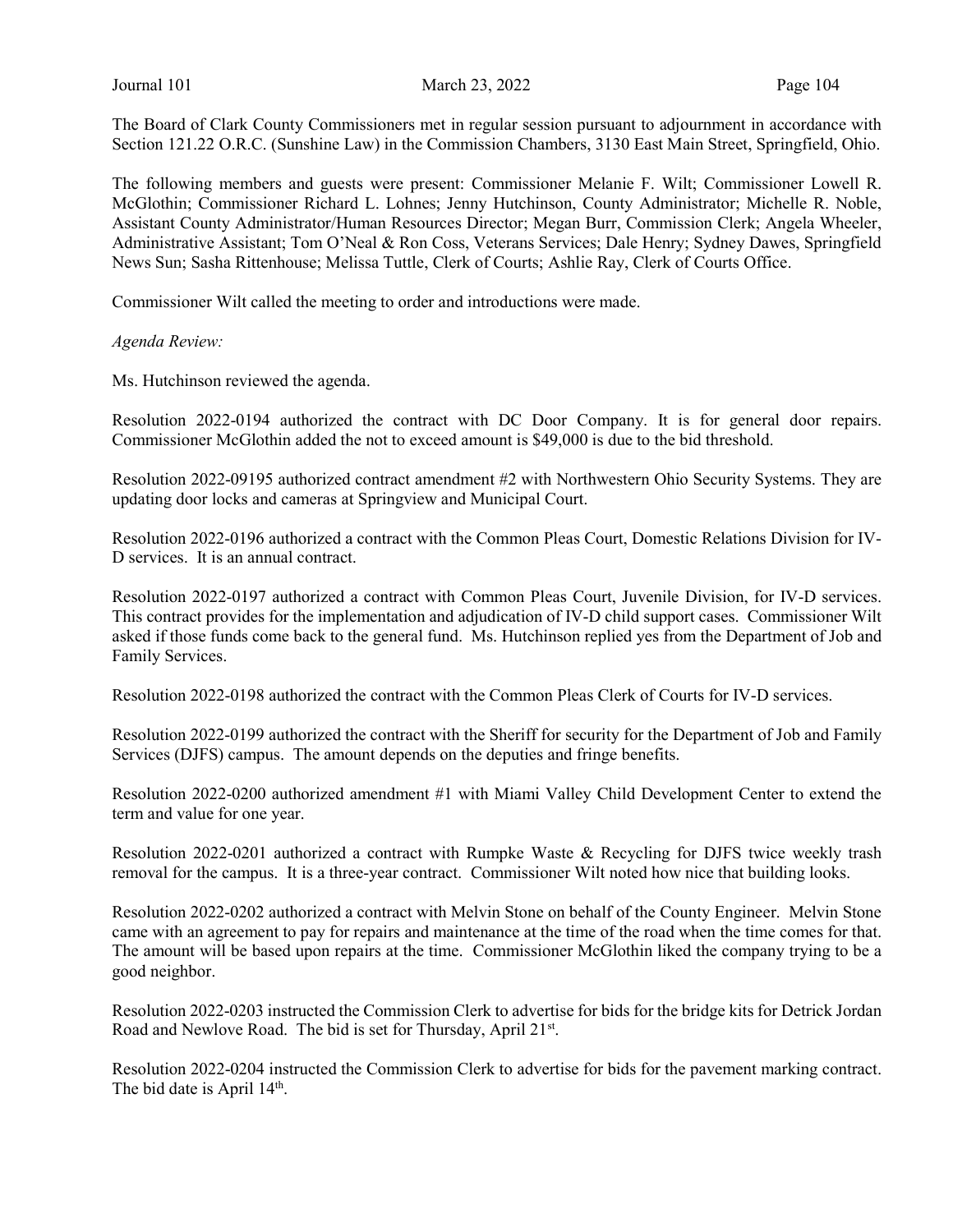The Board of Clark County Commissioners met in regular session pursuant to adjournment in accordance with Section 121.22 O.R.C. (Sunshine Law) in the Commission Chambers, 3130 East Main Street, Springfield, Ohio.

The following members and guests were present: Commissioner Melanie F. Wilt; Commissioner Lowell R. McGlothin; Commissioner Richard L. Lohnes; Jenny Hutchinson, County Administrator; Michelle R. Noble, Assistant County Administrator/Human Resources Director; Megan Burr, Commission Clerk; Angela Wheeler, Administrative Assistant; Tom O'Neal & Ron Coss, Veterans Services; Dale Henry; Sydney Dawes, Springfield News Sun; Sasha Rittenhouse; Melissa Tuttle, Clerk of Courts; Ashlie Ray, Clerk of Courts Office.

Commissioner Wilt called the meeting to order and introductions were made.

*Agenda Review:*

Ms. Hutchinson reviewed the agenda.

Resolution 2022-0194 authorized the contract with DC Door Company. It is for general door repairs. Commissioner McGlothin added the not to exceed amount is $49,000 is due to the bid threshold.

Resolution 2022-09195 authorized contract amendment #2 with Northwestern Ohio Security Systems. They are updating door locks and cameras at Springview and Municipal Court.

Resolution 2022-0196 authorized a contract with the Common Pleas Court, Domestic Relations Division for IV-D services. It is an annual contract.

Resolution 2022-0197 authorized a contract with Common Pleas Court, Juvenile Division, for IV-D services. This contract provides for the implementation and adjudication of IV-D child support cases. Commissioner Wilt asked if those funds come back to the general fund. Ms. Hutchinson replied yes from the Department of Job and Family Services.

Resolution 2022-0198 authorized the contract with the Common Pleas Clerk of Courts for IV-D services.

Resolution 2022-0199 authorized the contract with the Sheriff for security for the Department of Job and Family Services (DJFS) campus. The amount depends on the deputies and fringe benefits.

Resolution 2022-0200 authorized amendment #1 with Miami Valley Child Development Center to extend the term and value for one year.

Resolution 2022-0201 authorized a contract with Rumpke Waste & Recycling for DJFS twice weekly trash removal for the campus. It is a three-year contract. Commissioner Wilt noted how nice that building looks.

Resolution 2022-0202 authorized a contract with Melvin Stone on behalf of the County Engineer. Melvin Stone came with an agreement to pay for repairs and maintenance at the time of the road when the time comes for that. The amount will be based upon repairs at the time. Commissioner McGlothin liked the company trying to be a good neighbor.

Resolution 2022-0203 instructed the Commission Clerk to advertise for bids for the bridge kits for Detrick Jordan Road and Newlove Road. The bid is set for Thursday, April 21st.

Resolution 2022-0204 instructed the Commission Clerk to advertise for bids for the pavement marking contract. The bid date is April 14th.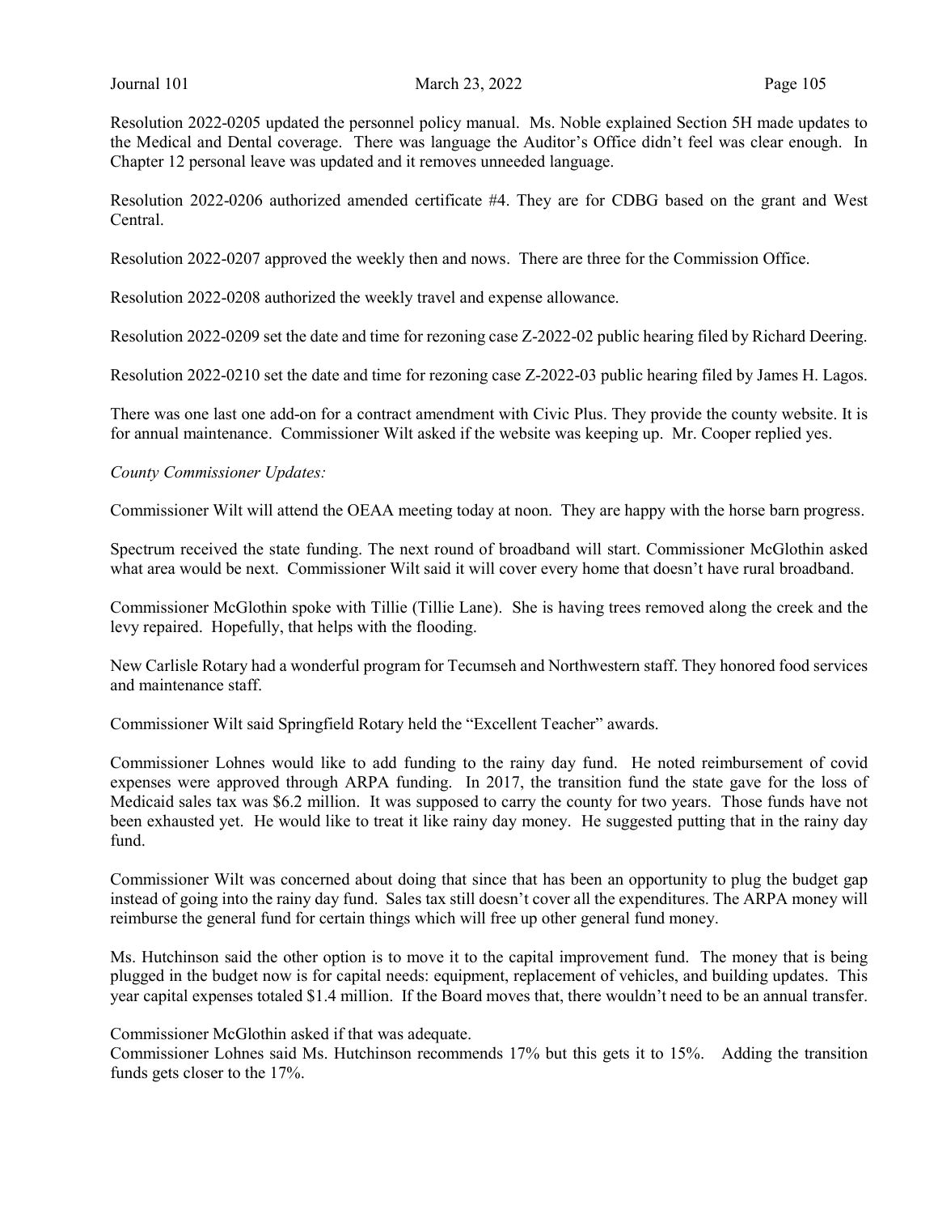Resolution 2022-0205 updated the personnel policy manual. Ms. Noble explained Section 5H made updates to the Medical and Dental coverage. There was language the Auditor's Office didn't feel was clear enough. In Chapter 12 personal leave was updated and it removes unneeded language.

Resolution 2022-0206 authorized amended certificate #4. They are for CDBG based on the grant and West Central.

Resolution 2022-0207 approved the weekly then and nows. There are three for the Commission Office.

Resolution 2022-0208 authorized the weekly travel and expense allowance.

Resolution 2022-0209 set the date and time for rezoning case Z-2022-02 public hearing filed by Richard Deering.

Resolution 2022-0210 set the date and time for rezoning case Z-2022-03 public hearing filed by James H. Lagos.

There was one last one add-on for a contract amendment with Civic Plus. They provide the county website. It is for annual maintenance. Commissioner Wilt asked if the website was keeping up. Mr. Cooper replied yes.

*County Commissioner Updates:*

Commissioner Wilt will attend the OEAA meeting today at noon. They are happy with the horse barn progress.

Spectrum received the state funding. The next round of broadband will start. Commissioner McGlothin asked what area would be next. Commissioner Wilt said it will cover every home that doesn't have rural broadband.

Commissioner McGlothin spoke with Tillie (Tillie Lane). She is having trees removed along the creek and the levy repaired. Hopefully, that helps with the flooding.

New Carlisle Rotary had a wonderful program for Tecumseh and Northwestern staff. They honored food services and maintenance staff.

Commissioner Wilt said Springfield Rotary held the "Excellent Teacher" awards.

Commissioner Lohnes would like to add funding to the rainy day fund. He noted reimbursement of covid expenses were approved through ARPA funding. In 2017, the transition fund the state gave for the loss of Medicaid sales tax was $6.2 million. It was supposed to carry the county for two years. Those funds have not been exhausted yet. He would like to treat it like rainy day money. He suggested putting that in the rainy day fund.

Commissioner Wilt was concerned about doing that since that has been an opportunity to plug the budget gap instead of going into the rainy day fund. Sales tax still doesn't cover all the expenditures. The ARPA money will reimburse the general fund for certain things which will free up other general fund money.

Ms. Hutchinson said the other option is to move it to the capital improvement fund. The money that is being plugged in the budget now is for capital needs: equipment, replacement of vehicles, and building updates. This year capital expenses totaled $1.4 million. If the Board moves that, there wouldn't need to be an annual transfer.

Commissioner McGlothin asked if that was adequate.
Commissioner Lohnes said Ms. Hutchinson recommends 17% but this gets it to 15%. Adding the transition funds gets closer to the 17%.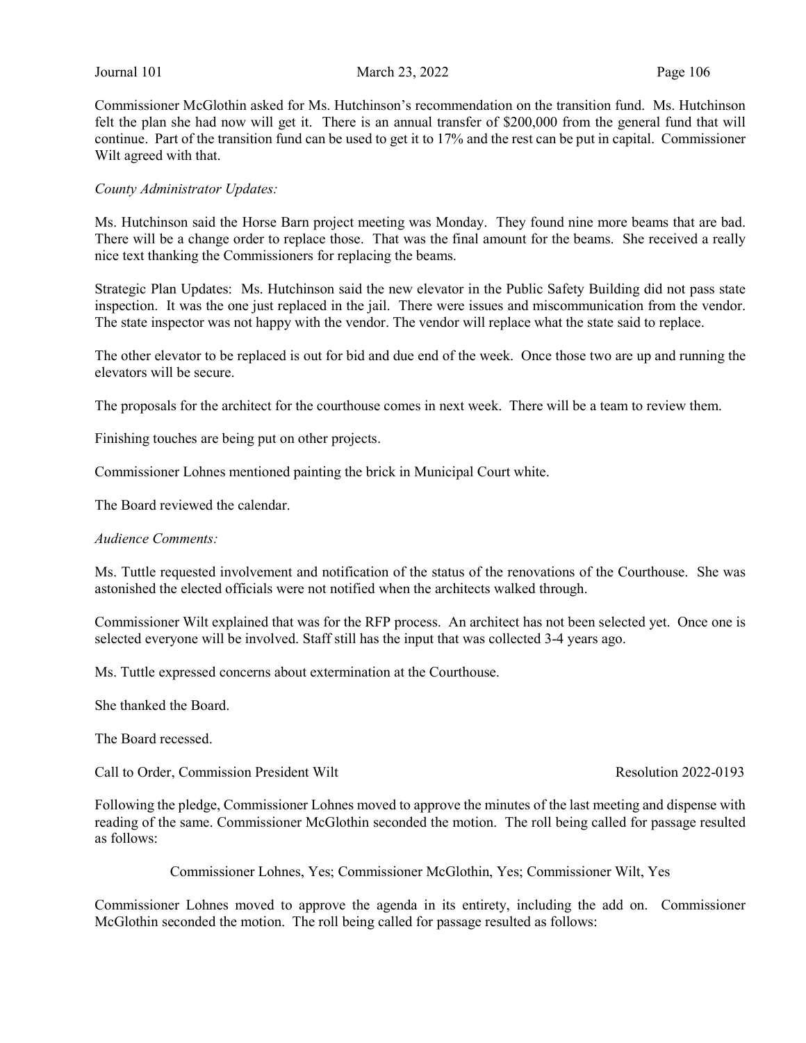Commissioner McGlothin asked for Ms. Hutchinson's recommendation on the transition fund. Ms. Hutchinson felt the plan she had now will get it. There is an annual transfer of $200,000 from the general fund that will continue. Part of the transition fund can be used to get it to 17% and the rest can be put in capital. Commissioner Wilt agreed with that.

*County Administrator Updates:*

Ms. Hutchinson said the Horse Barn project meeting was Monday. They found nine more beams that are bad. There will be a change order to replace those. That was the final amount for the beams. She received a really nice text thanking the Commissioners for replacing the beams.

Strategic Plan Updates: Ms. Hutchinson said the new elevator in the Public Safety Building did not pass state inspection. It was the one just replaced in the jail. There were issues and miscommunication from the vendor. The state inspector was not happy with the vendor. The vendor will replace what the state said to replace.

The other elevator to be replaced is out for bid and due end of the week. Once those two are up and running the elevators will be secure.

The proposals for the architect for the courthouse comes in next week. There will be a team to review them.

Finishing touches are being put on other projects.

Commissioner Lohnes mentioned painting the brick in Municipal Court white.

The Board reviewed the calendar.

*Audience Comments:*

Ms. Tuttle requested involvement and notification of the status of the renovations of the Courthouse. She was astonished the elected officials were not notified when the architects walked through.

Commissioner Wilt explained that was for the RFP process. An architect has not been selected yet. Once one is selected everyone will be involved. Staff still has the input that was collected 3-4 years ago.

Ms. Tuttle expressed concerns about extermination at the Courthouse.

She thanked the Board.

The Board recessed.

Call to Order, Commission President Wilt — Resolution 2022-0193

Following the pledge, Commissioner Lohnes moved to approve the minutes of the last meeting and dispense with reading of the same. Commissioner McGlothin seconded the motion. The roll being called for passage resulted as follows:

Commissioner Lohnes, Yes; Commissioner McGlothin, Yes; Commissioner Wilt, Yes

Commissioner Lohnes moved to approve the agenda in its entirety, including the add on. Commissioner McGlothin seconded the motion. The roll being called for passage resulted as follows: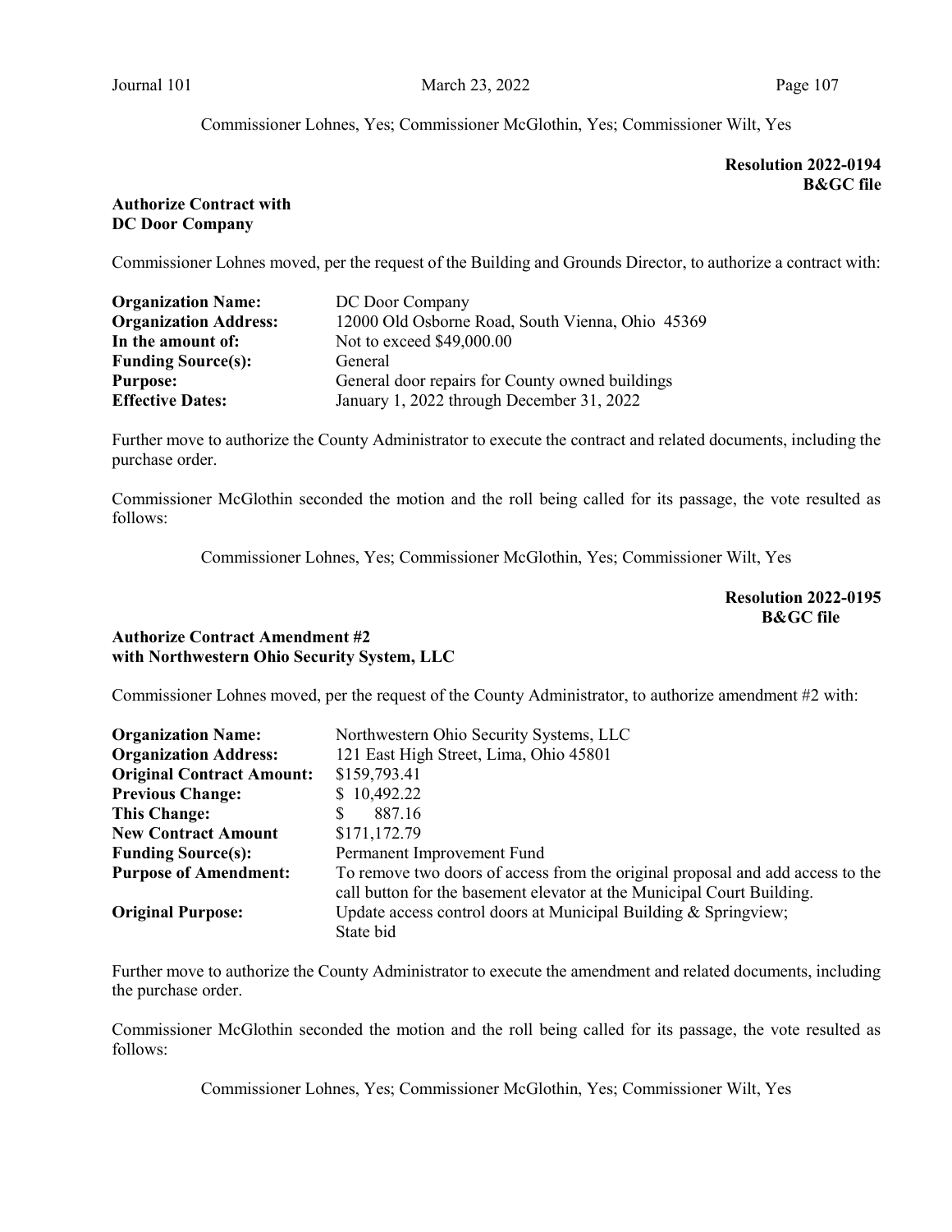Commissioner Lohnes, Yes; Commissioner McGlothin, Yes; Commissioner Wilt, Yes

**Resolution 2022-0194**
**B&GC file**

**Authorize Contract with DC Door Company**

Commissioner Lohnes moved, per the request of the Building and Grounds Director, to authorize a contract with:

| | |
|---|---|
| **Organization Name:** | DC Door Company |
| **Organization Address:** | 12000 Old Osborne Road, South Vienna, Ohio 45369 |
| **In the amount of:** | Not to exceed $49,000.00 |
| **Funding Source(s):** | General |
| **Purpose:** | General door repairs for County owned buildings |
| **Effective Dates:** | January 1, 2022 through December 31, 2022 |

Further move to authorize the County Administrator to execute the contract and related documents, including the purchase order.

Commissioner McGlothin seconded the motion and the roll being called for its passage, the vote resulted as follows:

Commissioner Lohnes, Yes; Commissioner McGlothin, Yes; Commissioner Wilt, Yes

**Resolution 2022-0195**
**B&GC file**

**Authorize Contract Amendment #2 with Northwestern Ohio Security System, LLC**

Commissioner Lohnes moved, per the request of the County Administrator, to authorize amendment #2 with:

| | |
|---|---|
| **Organization Name:** | Northwestern Ohio Security Systems, LLC |
| **Organization Address:** | 121 East High Street, Lima, Ohio 45801 |
| **Original Contract Amount:** | $159,793.41 |
| **Previous Change:** | $ 10,492.22 |
| **This Change:** | $ 887.16 |
| **New Contract Amount** | $171,172.79 |
| **Funding Source(s):** | Permanent Improvement Fund |
| **Purpose of Amendment:** | To remove two doors of access from the original proposal and add access to the call button for the basement elevator at the Municipal Court Building. |
| **Original Purpose:** | Update access control doors at Municipal Building & Springview; State bid |

Further move to authorize the County Administrator to execute the amendment and related documents, including the purchase order.

Commissioner McGlothin seconded the motion and the roll being called for its passage, the vote resulted as follows:

Commissioner Lohnes, Yes; Commissioner McGlothin, Yes; Commissioner Wilt, Yes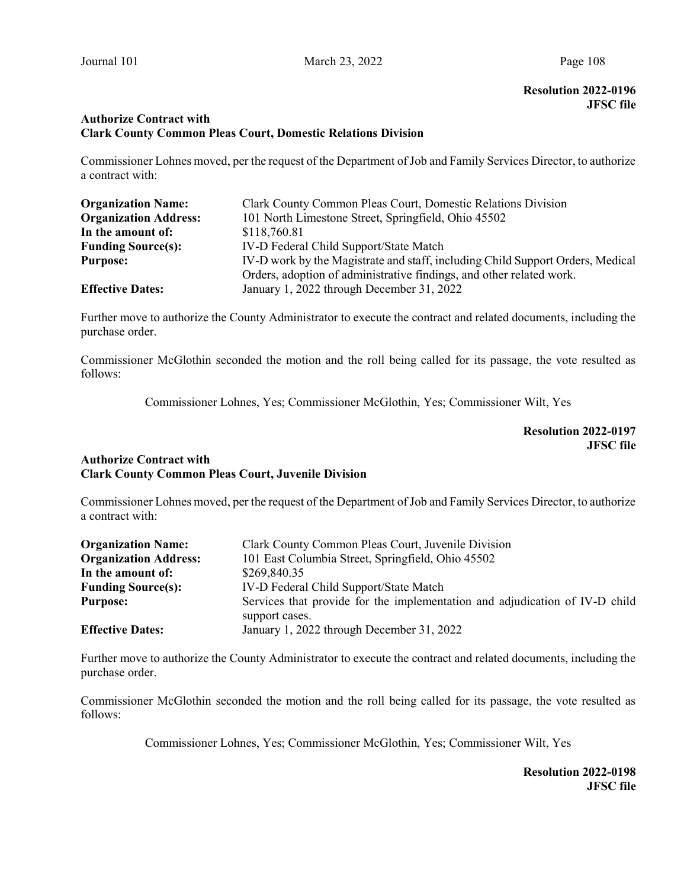**Resolution 2022-0196**
**JFSC file**

**Authorize Contract with**
**Clark County Common Pleas Court, Domestic Relations Division**

Commissioner Lohnes moved, per the request of the Department of Job and Family Services Director, to authorize a contract with:

| | |
|---|---|
| **Organization Name:** | Clark County Common Pleas Court, Domestic Relations Division |
| **Organization Address:** | 101 North Limestone Street, Springfield, Ohio 45502 |
| **In the amount of:** | $118,760.81 |
| **Funding Source(s):** | IV-D Federal Child Support/State Match |
| **Purpose:** | IV-D work by the Magistrate and staff, including Child Support Orders, Medical Orders, adoption of administrative findings, and other related work. |
| **Effective Dates:** | January 1, 2022 through December 31, 2022 |

Further move to authorize the County Administrator to execute the contract and related documents, including the purchase order.

Commissioner McGlothin seconded the motion and the roll being called for its passage, the vote resulted as follows:

Commissioner Lohnes, Yes; Commissioner McGlothin, Yes; Commissioner Wilt, Yes

**Resolution 2022-0197**
**JFSC file**

**Authorize Contract with**
**Clark County Common Pleas Court, Juvenile Division**

Commissioner Lohnes moved, per the request of the Department of Job and Family Services Director, to authorize a contract with:

| | |
|---|---|
| **Organization Name:** | Clark County Common Pleas Court, Juvenile Division |
| **Organization Address:** | 101 East Columbia Street, Springfield, Ohio 45502 |
| **In the amount of:** | $269,840.35 |
| **Funding Source(s):** | IV-D Federal Child Support/State Match |
| **Purpose:** | Services that provide for the implementation and adjudication of IV-D child support cases. |
| **Effective Dates:** | January 1, 2022 through December 31, 2022 |

Further move to authorize the County Administrator to execute the contract and related documents, including the purchase order.

Commissioner McGlothin seconded the motion and the roll being called for its passage, the vote resulted as follows:

Commissioner Lohnes, Yes; Commissioner McGlothin, Yes; Commissioner Wilt, Yes

**Resolution 2022-0198**
**JFSC file**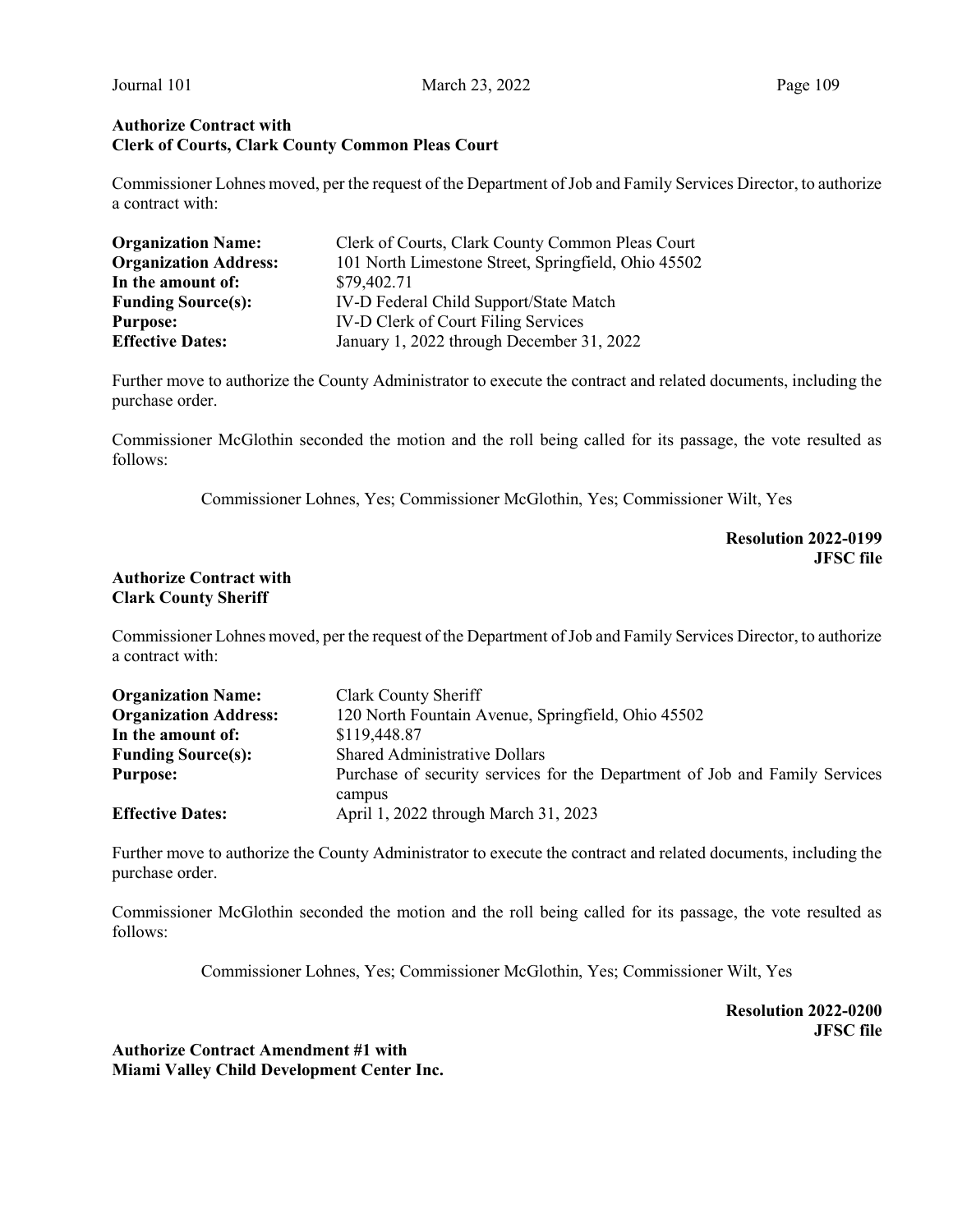**Authorize Contract with**
**Clerk of Courts, Clark County Common Pleas Court**

Commissioner Lohnes moved, per the request of the Department of Job and Family Services Director, to authorize a contract with:

| | |
|---|---|
| **Organization Name:** | Clerk of Courts, Clark County Common Pleas Court |
| **Organization Address:** | 101 North Limestone Street, Springfield, Ohio 45502 |
| **In the amount of:** | $79,402.71 |
| **Funding Source(s):** | IV-D Federal Child Support/State Match |
| **Purpose:** | IV-D Clerk of Court Filing Services |
| **Effective Dates:** | January 1, 2022 through December 31, 2022 |

Further move to authorize the County Administrator to execute the contract and related documents, including the purchase order.

Commissioner McGlothin seconded the motion and the roll being called for its passage, the vote resulted as follows:

Commissioner Lohnes, Yes; Commissioner McGlothin, Yes; Commissioner Wilt, Yes

**Resolution 2022-0199**
**JFSC file**

**Authorize Contract with**
**Clark County Sheriff**

Commissioner Lohnes moved, per the request of the Department of Job and Family Services Director, to authorize a contract with:

| | |
|---|---|
| **Organization Name:** | Clark County Sheriff |
| **Organization Address:** | 120 North Fountain Avenue, Springfield, Ohio 45502 |
| **In the amount of:** | $119,448.87 |
| **Funding Source(s):** | Shared Administrative Dollars |
| **Purpose:** | Purchase of security services for the Department of Job and Family Services campus |
| **Effective Dates:** | April 1, 2022 through March 31, 2023 |

Further move to authorize the County Administrator to execute the contract and related documents, including the purchase order.

Commissioner McGlothin seconded the motion and the roll being called for its passage, the vote resulted as follows:

Commissioner Lohnes, Yes; Commissioner McGlothin, Yes; Commissioner Wilt, Yes

**Resolution 2022-0200**
**JFSC file**

**Authorize Contract Amendment #1 with**
**Miami Valley Child Development Center Inc.**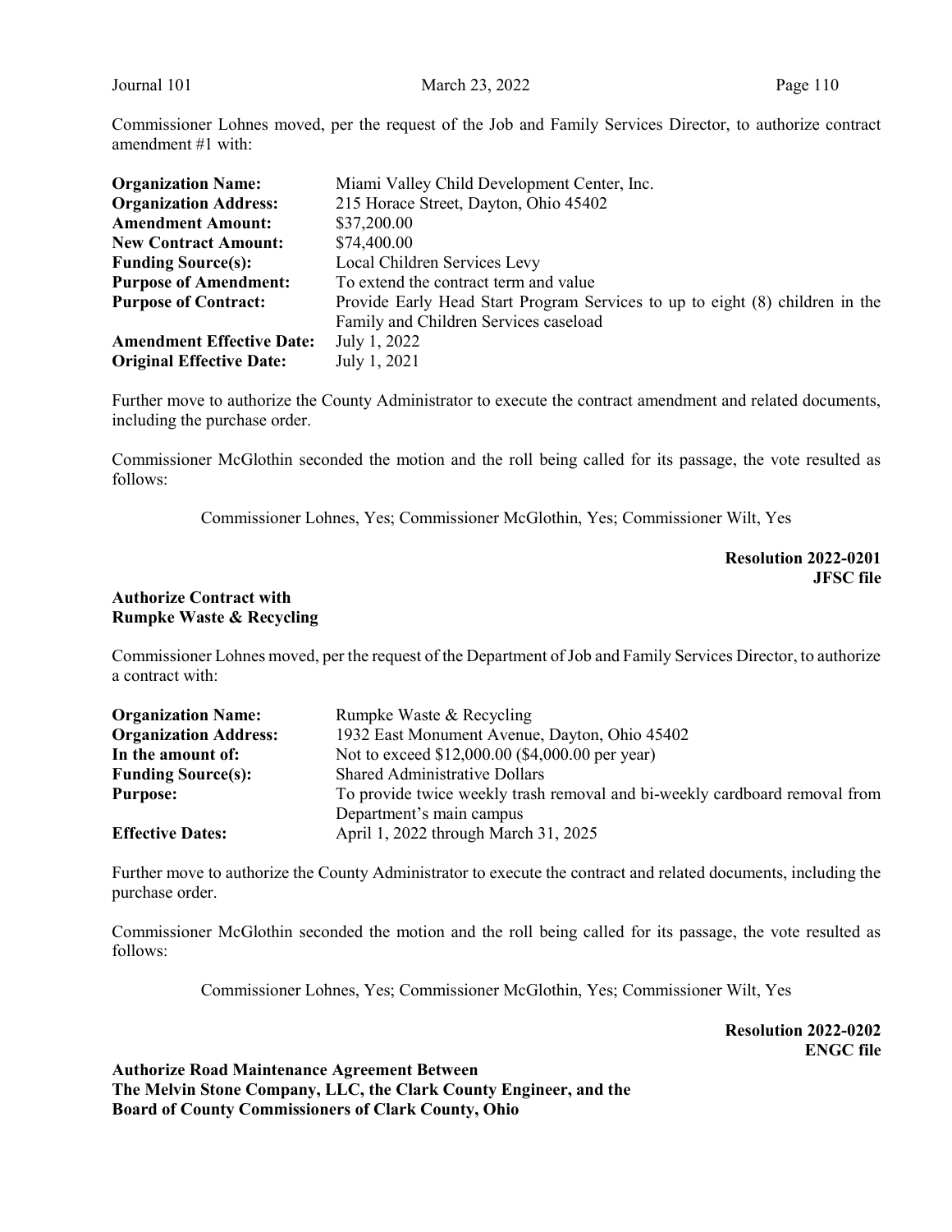Commissioner Lohnes moved, per the request of the Job and Family Services Director, to authorize contract amendment #1 with:

| | |
|---|---|
| **Organization Name:** | Miami Valley Child Development Center, Inc. |
| **Organization Address:** | 215 Horace Street, Dayton, Ohio 45402 |
| **Amendment Amount:** | $37,200.00 |
| **New Contract Amount:** | $74,400.00 |
| **Funding Source(s):** | Local Children Services Levy |
| **Purpose of Amendment:** | To extend the contract term and value |
| **Purpose of Contract:** | Provide Early Head Start Program Services to up to eight (8) children in the Family and Children Services caseload |
| **Amendment Effective Date:** | July 1, 2022 |
| **Original Effective Date:** | July 1, 2021 |

Further move to authorize the County Administrator to execute the contract amendment and related documents, including the purchase order.

Commissioner McGlothin seconded the motion and the roll being called for its passage, the vote resulted as follows:

Commissioner Lohnes, Yes; Commissioner McGlothin, Yes; Commissioner Wilt, Yes

**Resolution 2022-0201**
**JFSC file**

**Authorize Contract with Rumpke Waste & Recycling**

Commissioner Lohnes moved, per the request of the Department of Job and Family Services Director, to authorize a contract with:

| | |
|---|---|
| **Organization Name:** | Rumpke Waste & Recycling |
| **Organization Address:** | 1932 East Monument Avenue, Dayton, Ohio 45402 |
| **In the amount of:** | Not to exceed $12,000.00 ($4,000.00 per year) |
| **Funding Source(s):** | Shared Administrative Dollars |
| **Purpose:** | To provide twice weekly trash removal and bi-weekly cardboard removal from Department's main campus |
| **Effective Dates:** | April 1, 2022 through March 31, 2025 |

Further move to authorize the County Administrator to execute the contract and related documents, including the purchase order.

Commissioner McGlothin seconded the motion and the roll being called for its passage, the vote resulted as follows:

Commissioner Lohnes, Yes; Commissioner McGlothin, Yes; Commissioner Wilt, Yes

**Resolution 2022-0202**
**ENGC file**

**Authorize Road Maintenance Agreement Between The Melvin Stone Company, LLC, the Clark County Engineer, and the Board of County Commissioners of Clark County, Ohio**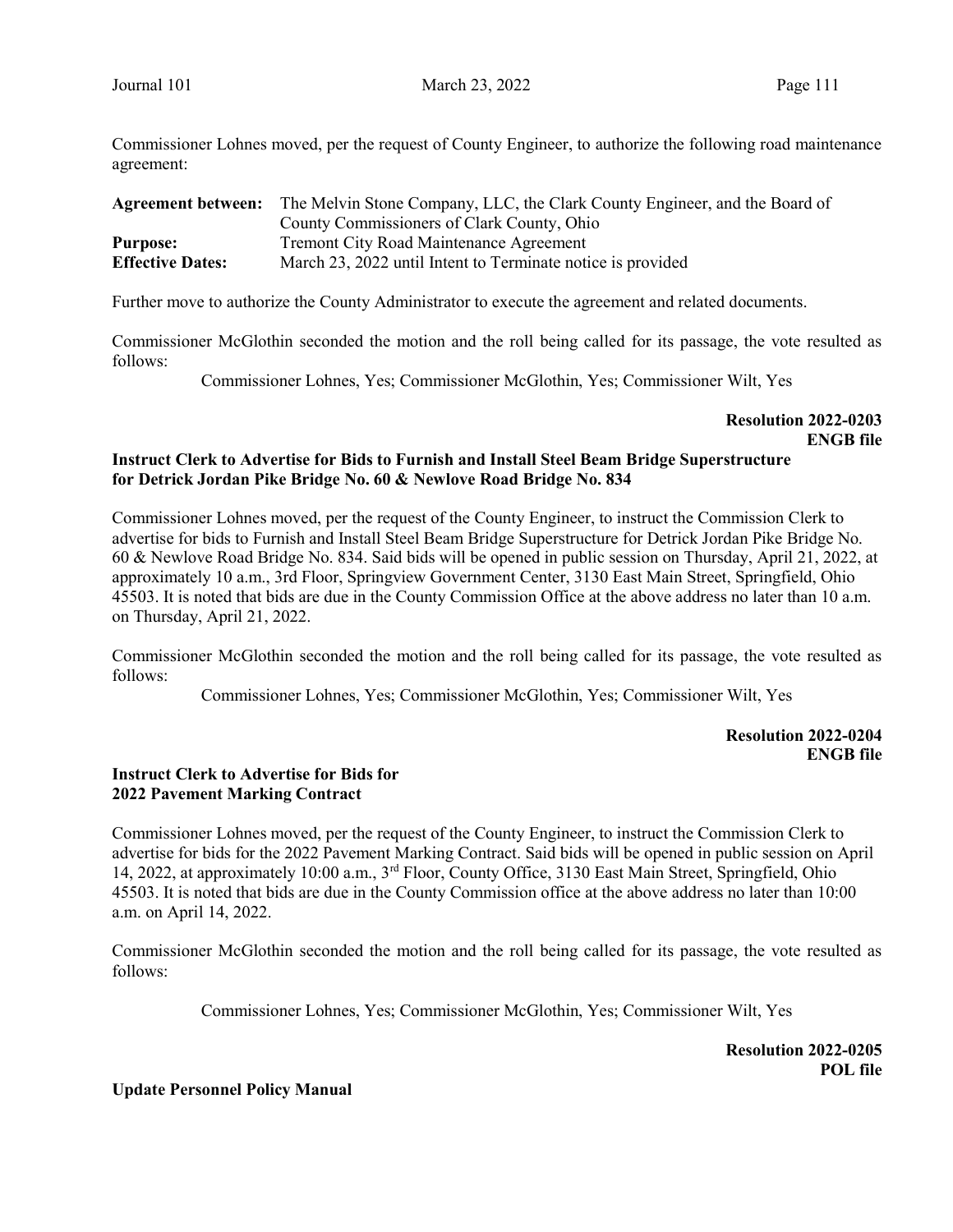Commissioner Lohnes moved, per the request of County Engineer, to authorize the following road maintenance agreement:

| | |
|---|---|
| **Agreement between:** | The Melvin Stone Company, LLC, the Clark County Engineer, and the Board of County Commissioners of Clark County, Ohio |
| **Purpose:** | Tremont City Road Maintenance Agreement |
| **Effective Dates:** | March 23, 2022 until Intent to Terminate notice is provided |

Further move to authorize the County Administrator to execute the agreement and related documents.

Commissioner McGlothin seconded the motion and the roll being called for its passage, the vote resulted as follows:

Commissioner Lohnes, Yes; Commissioner McGlothin, Yes; Commissioner Wilt, Yes

**Resolution 2022-0203**
**ENGB file**

**Instruct Clerk to Advertise for Bids to Furnish and Install Steel Beam Bridge Superstructure for Detrick Jordan Pike Bridge No. 60 & Newlove Road Bridge No. 834**

Commissioner Lohnes moved, per the request of the County Engineer, to instruct the Commission Clerk to advertise for bids to Furnish and Install Steel Beam Bridge Superstructure for Detrick Jordan Pike Bridge No. 60 & Newlove Road Bridge No. 834. Said bids will be opened in public session on Thursday, April 21, 2022, at approximately 10 a.m., 3rd Floor, Springview Government Center, 3130 East Main Street, Springfield, Ohio 45503. It is noted that bids are due in the County Commission Office at the above address no later than 10 a.m. on Thursday, April 21, 2022.

Commissioner McGlothin seconded the motion and the roll being called for its passage, the vote resulted as follows:

Commissioner Lohnes, Yes; Commissioner McGlothin, Yes; Commissioner Wilt, Yes

**Resolution 2022-0204**
**ENGB file**

**Instruct Clerk to Advertise for Bids for 2022 Pavement Marking Contract**

Commissioner Lohnes moved, per the request of the County Engineer, to instruct the Commission Clerk to advertise for bids for the 2022 Pavement Marking Contract. Said bids will be opened in public session on April 14, 2022, at approximately 10:00 a.m., 3rd Floor, County Office, 3130 East Main Street, Springfield, Ohio 45503. It is noted that bids are due in the County Commission office at the above address no later than 10:00 a.m. on April 14, 2022.

Commissioner McGlothin seconded the motion and the roll being called for its passage, the vote resulted as follows:

Commissioner Lohnes, Yes; Commissioner McGlothin, Yes; Commissioner Wilt, Yes

**Resolution 2022-0205**
**POL file**

**Update Personnel Policy Manual**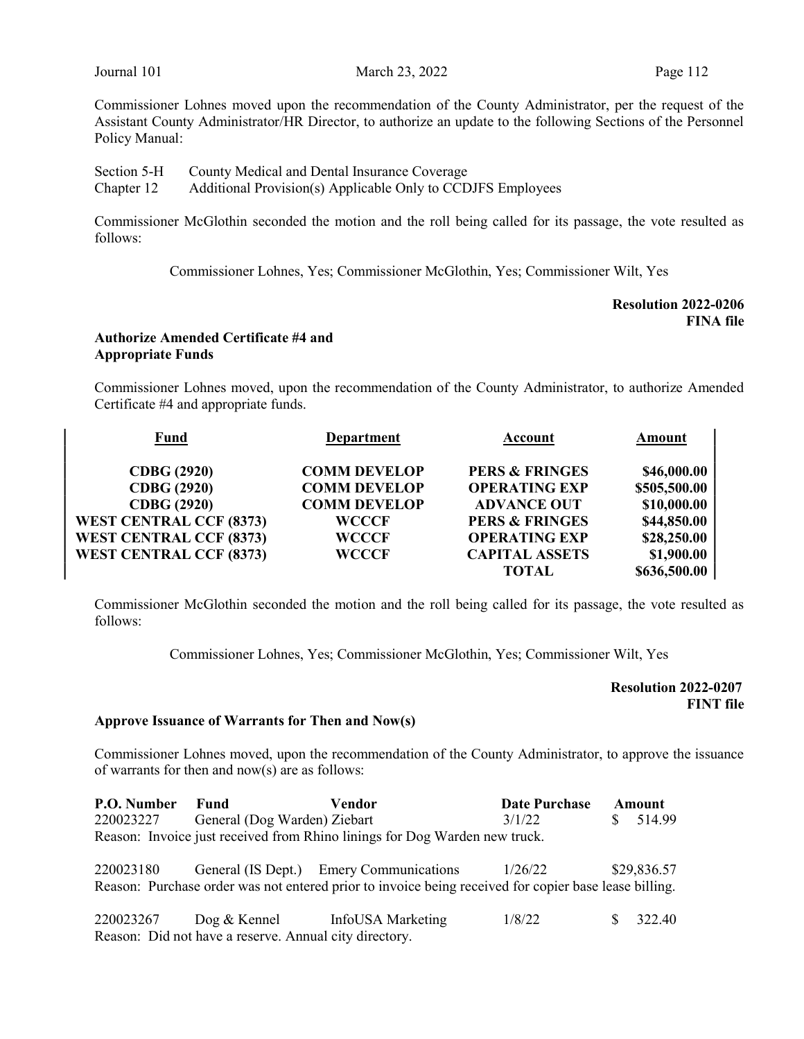Commissioner Lohnes moved upon the recommendation of the County Administrator, per the request of the Assistant County Administrator/HR Director, to authorize an update to the following Sections of the Personnel Policy Manual:

Section 5-H County Medical and Dental Insurance Coverage
Chapter 12 Additional Provision(s) Applicable Only to CCDJFS Employees

Commissioner McGlothin seconded the motion and the roll being called for its passage, the vote resulted as follows:

Commissioner Lohnes, Yes; Commissioner McGlothin, Yes; Commissioner Wilt, Yes

**Resolution 2022-0206**
**FINA file**

**Authorize Amended Certificate #4 and Appropriate Funds**

Commissioner Lohnes moved, upon the recommendation of the County Administrator, to authorize Amended Certificate #4 and appropriate funds.

| Fund | Department | Account | Amount |
|---|---|---|---|
| **CDBG (2920)** | **COMM DEVELOP** | **PERS & FRINGES** | **$46,000.00** |
| **CDBG (2920)** | **COMM DEVELOP** | **OPERATING EXP** | **$505,500.00** |
| **CDBG (2920)** | **COMM DEVELOP** | **ADVANCE OUT** | **$10,000.00** |
| **WEST CENTRAL CCF (8373)** | **WCCCF** | **PERS & FRINGES** | **$44,850.00** |
| **WEST CENTRAL CCF (8373)** | **WCCCF** | **OPERATING EXP** | **$28,250.00** |
| **WEST CENTRAL CCF (8373)** | **WCCCF** | **CAPITAL ASSETS** | **$1,900.00** |
| | | **TOTAL** | **$636,500.00** |

Commissioner McGlothin seconded the motion and the roll being called for its passage, the vote resulted as follows:

Commissioner Lohnes, Yes; Commissioner McGlothin, Yes; Commissioner Wilt, Yes

**Resolution 2022-0207**
**FINT file**

**Approve Issuance of Warrants for Then and Now(s)**

Commissioner Lohnes moved, upon the recommendation of the County Administrator, to approve the issuance of warrants for then and now(s) are as follows:

| P.O. Number | Fund | Vendor | Date Purchase | Amount |
|---|---|---|---|---|
| 220023227 | General (Dog Warden) | Ziebart | 3/1/22 | $ 514.99 |

Reason: Invoice just received from Rhino linings for Dog Warden new truck.

| P.O. Number | Fund | Vendor | Date Purchase | Amount |
|---|---|---|---|---|
| 220023180 | General (IS Dept.) | Emery Communications | 1/26/22 | $29,836.57 |

Reason: Purchase order was not entered prior to invoice being received for copier base lease billing.

| P.O. Number | Fund | Vendor | Date Purchase | Amount |
|---|---|---|---|---|
| 220023267 | Dog & Kennel | InfoUSA Marketing | 1/8/22 | $ 322.40 |

Reason: Did not have a reserve. Annual city directory.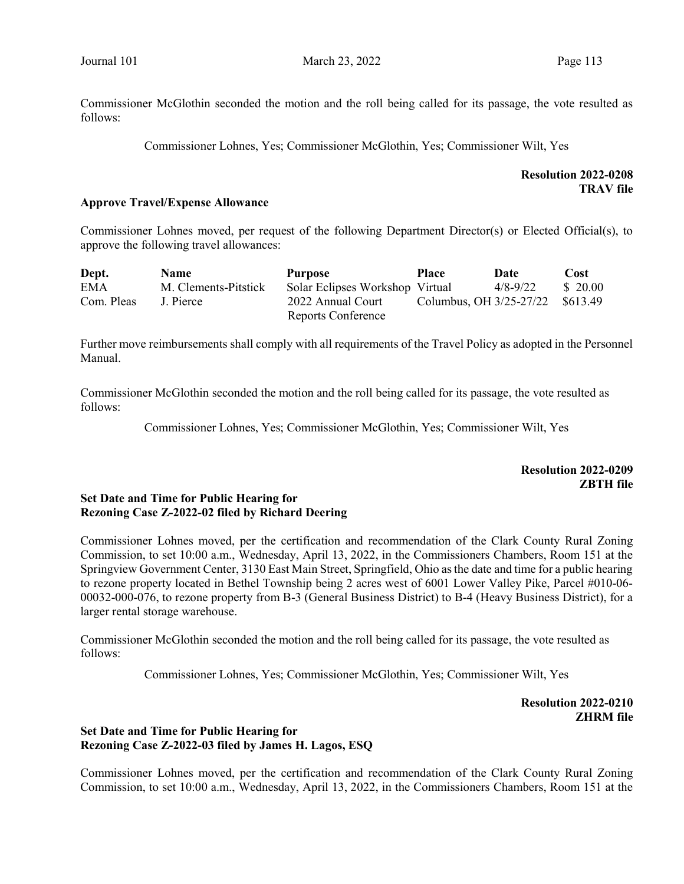Commissioner McGlothin seconded the motion and the roll being called for its passage, the vote resulted as follows:

Commissioner Lohnes, Yes; Commissioner McGlothin, Yes; Commissioner Wilt, Yes

**Resolution 2022-0208**
**TRAV file**

**Approve Travel/Expense Allowance**

Commissioner Lohnes moved, per request of the following Department Director(s) or Elected Official(s), to approve the following travel allowances:

| Dept. | Name | Purpose | Place | Date | Cost |
|---|---|---|---|---|---|
| EMA | M. Clements-Pitstick | Solar Eclipses Workshop | Virtual | 4/8-9/22 | $ 20.00 |
| Com. Pleas | J. Pierce | 2022 Annual Court Reports Conference | Columbus, OH | 3/25-27/22 | $613.49 |

Further move reimbursements shall comply with all requirements of the Travel Policy as adopted in the Personnel Manual.

Commissioner McGlothin seconded the motion and the roll being called for its passage, the vote resulted as follows:

Commissioner Lohnes, Yes; Commissioner McGlothin, Yes; Commissioner Wilt, Yes

**Resolution 2022-0209**
**ZBTH file**

**Set Date and Time for Public Hearing for Rezoning Case Z-2022-02 filed by Richard Deering**

Commissioner Lohnes moved, per the certification and recommendation of the Clark County Rural Zoning Commission, to set 10:00 a.m., Wednesday, April 13, 2022, in the Commissioners Chambers, Room 151 at the Springview Government Center, 3130 East Main Street, Springfield, Ohio as the date and time for a public hearing to rezone property located in Bethel Township being 2 acres west of 6001 Lower Valley Pike, Parcel #010-06-00032-000-076, to rezone property from B-3 (General Business District) to B-4 (Heavy Business District), for a larger rental storage warehouse.

Commissioner McGlothin seconded the motion and the roll being called for its passage, the vote resulted as follows:

Commissioner Lohnes, Yes; Commissioner McGlothin, Yes; Commissioner Wilt, Yes

**Resolution 2022-0210**
**ZHRM file**

**Set Date and Time for Public Hearing for Rezoning Case Z-2022-03 filed by James H. Lagos, ESQ**

Commissioner Lohnes moved, per the certification and recommendation of the Clark County Rural Zoning Commission, to set 10:00 a.m., Wednesday, April 13, 2022, in the Commissioners Chambers, Room 151 at the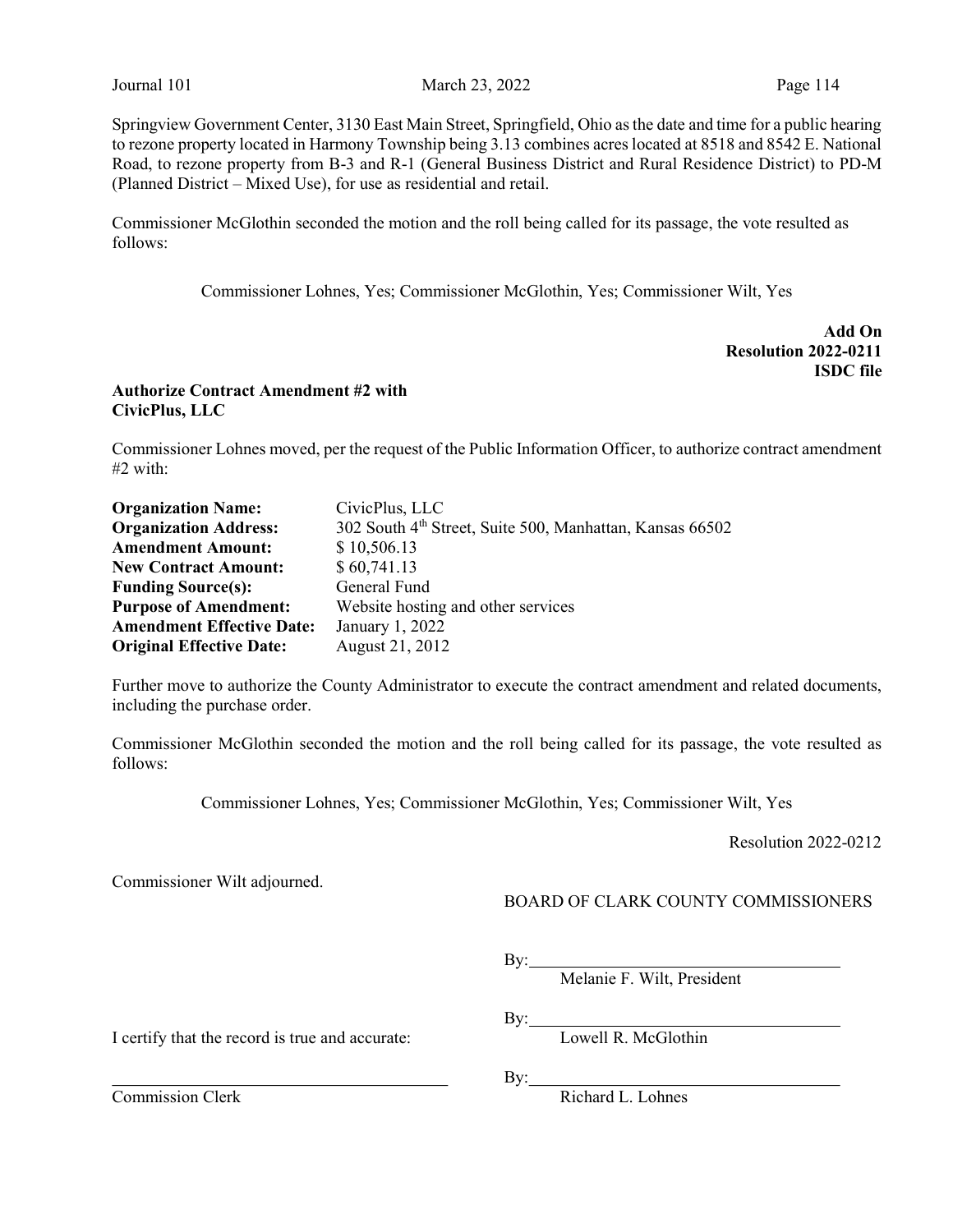Springview Government Center, 3130 East Main Street, Springfield, Ohio as the date and time for a public hearing to rezone property located in Harmony Township being 3.13 combines acres located at 8518 and 8542 E. National Road, to rezone property from B-3 and R-1 (General Business District and Rural Residence District) to PD-M (Planned District – Mixed Use), for use as residential and retail.

Commissioner McGlothin seconded the motion and the roll being called for its passage, the vote resulted as follows:

Commissioner Lohnes, Yes; Commissioner McGlothin, Yes; Commissioner Wilt, Yes

**Add On**
**Resolution 2022-0211**
**ISDC file**

**Authorize Contract Amendment #2 with CivicPlus, LLC**

Commissioner Lohnes moved, per the request of the Public Information Officer, to authorize contract amendment #2 with:

| | |
|---|---|
| **Organization Name:** | CivicPlus, LLC |
| **Organization Address:** | 302 South 4th Street, Suite 500, Manhattan, Kansas 66502 |
| **Amendment Amount:** | $ 10,506.13 |
| **New Contract Amount:** | $ 60,741.13 |
| **Funding Source(s):** | General Fund |
| **Purpose of Amendment:** | Website hosting and other services |
| **Amendment Effective Date:** | January 1, 2022 |
| **Original Effective Date:** | August 21, 2012 |

Further move to authorize the County Administrator to execute the contract amendment and related documents, including the purchase order.

Commissioner McGlothin seconded the motion and the roll being called for its passage, the vote resulted as follows:

Commissioner Lohnes, Yes; Commissioner McGlothin, Yes; Commissioner Wilt, Yes

Resolution 2022-0212

Commissioner Wilt adjourned.

BOARD OF CLARK COUNTY COMMISSIONERS

By:\_\_\_\_\_\_\_\_\_\_\_\_\_\_\_\_\_\_\_\_\_\_\_\_\_\_\_\_\_\_
Melanie F. Wilt, President

By:\_\_\_\_\_\_\_\_\_\_\_\_\_\_\_\_\_\_\_\_\_\_\_\_\_\_\_\_\_\_
Lowell R. McGlothin

I certify that the record is true and accurate:

\_\_\_\_\_\_\_\_\_\_\_\_\_\_\_\_\_\_\_\_\_\_\_\_\_\_\_\_\_\_
Commission Clerk

By:\_\_\_\_\_\_\_\_\_\_\_\_\_\_\_\_\_\_\_\_\_\_\_\_\_\_\_\_\_\_
Richard L. Lohnes